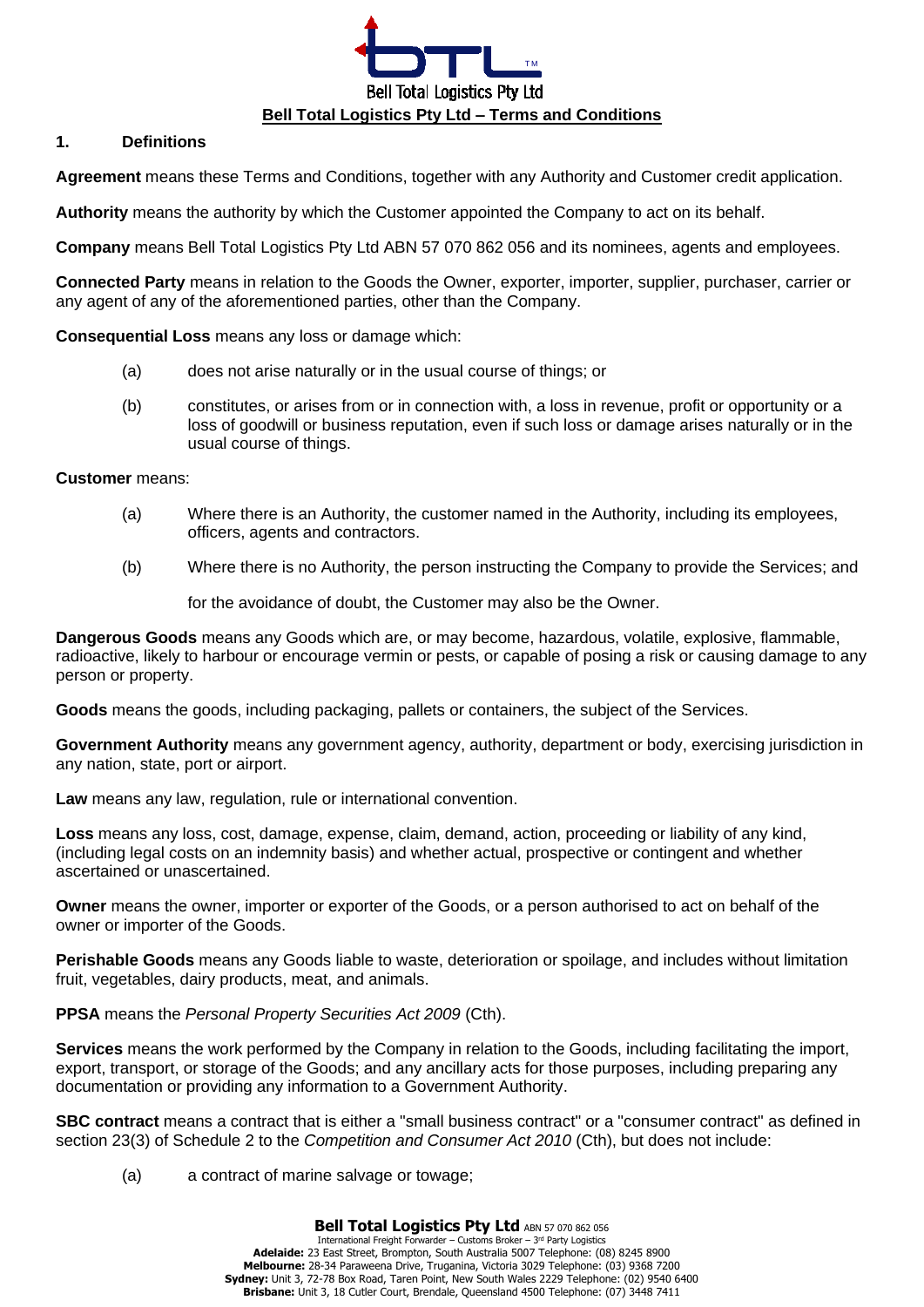Bell Total Logistics Pty Ltd

# Bell Total Logistics Pty Ltd – Terms and Conditions

## 1. Definitions

**Agreement** means these Terms and Conditions, together with any Authority and Customer credit application.

**Authority** means the authority by which the Customer appointed the Company to act on its behalf.

**Company** means Bell Total Logistics Pty Ltd ABN 57 070 862 056 and its nominees, agents and employees.

**Connected Party** means in relation to the Goods the Owner, exporter, importer, supplier, purchaser, carrier or any agent of any of the aforementioned parties, other than the Company.

**Consequential Loss** means any loss or damage which:

(a) does not arise naturally or in the usual course of things; or

(b) constitutes, or arises from or in connection with, a loss in revenue, profit or opportunity or a loss of goodwill or business reputation, even if such loss or damage arises naturally or in the usual course of things.

**Customer** means:

(a) Where there is an Authority, the customer named in the Authority, including its employees, officers, agents and contractors.

(b) Where there is no Authority, the person instructing the Company to provide the Services; and

for the avoidance of doubt, the Customer may also be the Owner.

**Dangerous Goods** means any Goods which are, or may become, hazardous, volatile, explosive, flammable, radioactive, likely to harbour or encourage vermin or pests, or capable of posing a risk or causing damage to any person or property.

**Goods** means the goods, including packaging, pallets or containers, the subject of the Services.

**Government Authority** means any government agency, authority, department or body, exercising jurisdiction in any nation, state, port or airport.

**Law** means any law, regulation, rule or international convention.

**Loss** means any loss, cost, damage, expense, claim, demand, action, proceeding or liability of any kind, (including legal costs on an indemnity basis) and whether actual, prospective or contingent and whether ascertained or unascertained.

**Owner** means the owner, importer or exporter of the Goods, or a person authorised to act on behalf of the owner or importer of the Goods.

**Perishable Goods** means any Goods liable to waste, deterioration or spoilage, and includes without limitation fruit, vegetables, dairy products, meat, and animals.

**PPSA** means the *Personal Property Securities Act 2009* (Cth).

**Services** means the work performed by the Company in relation to the Goods, including facilitating the import, export, transport, or storage of the Goods; and any ancillary acts for those purposes, including preparing any documentation or providing any information to a Government Authority.

**SBC contract** means a contract that is either a "small business contract" or a "consumer contract" as defined in section 23(3) of Schedule 2 to the *Competition and Consumer Act 2010* (Cth), but does not include:

(a) a contract of marine salvage or towage;

**Bell Total Logistics Pty Ltd** ABN 57 070 862 056
International Freight Forwarder – Customs Broker – 3rd Party Logistics
**Adelaide:** 23 East Street, Brompton, South Australia 5007 Telephone: (08) 8245 8900
**Melbourne:** 28-34 Paraweena Drive, Truganina, Victoria 3029 Telephone: (03) 9368 7200
**Sydney:** Unit 3, 72-78 Box Road, Taren Point, New South Wales 2229 Telephone: (02) 9540 6400
**Brisbane:** Unit 3, 18 Cutler Court, Brendale, Queensland 4500 Telephone: (07) 3448 7411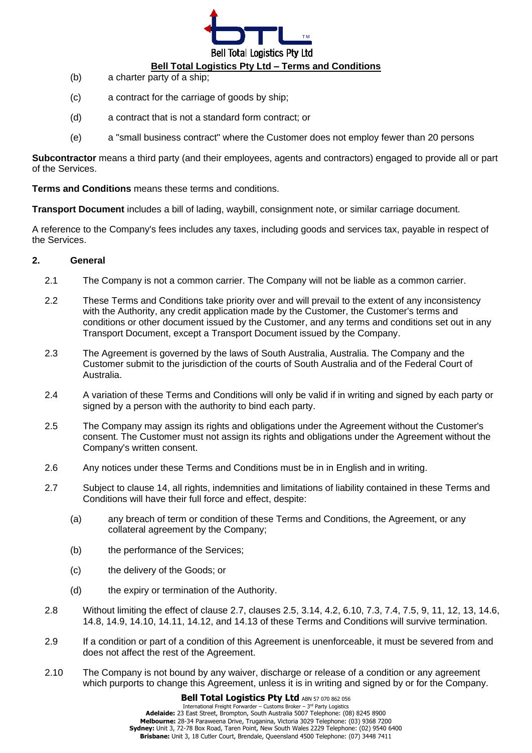(b) a charter party of a ship;

(c) a contract for the carriage of goods by ship;

(d) a contract that is not a standard form contract; or

(e) a "small business contract" where the Customer does not employ fewer than 20 persons

**Subcontractor** means a third party (and their employees, agents and contractors) engaged to provide all or part of the Services.

**Terms and Conditions** means these terms and conditions.

**Transport Document** includes a bill of lading, waybill, consignment note, or similar carriage document.

A reference to the Company's fees includes any taxes, including goods and services tax, payable in respect of the Services.

## 2. General

2.1 The Company is not a common carrier. The Company will not be liable as a common carrier.

2.2 These Terms and Conditions take priority over and will prevail to the extent of any inconsistency with the Authority, any credit application made by the Customer, the Customer's terms and conditions or other document issued by the Customer, and any terms and conditions set out in any Transport Document, except a Transport Document issued by the Company.

2.3 The Agreement is governed by the laws of South Australia, Australia. The Company and the Customer submit to the jurisdiction of the courts of South Australia and of the Federal Court of Australia.

2.4 A variation of these Terms and Conditions will only be valid if in writing and signed by each party or signed by a person with the authority to bind each party.

2.5 The Company may assign its rights and obligations under the Agreement without the Customer's consent. The Customer must not assign its rights and obligations under the Agreement without the Company's written consent.

2.6 Any notices under these Terms and Conditions must be in in English and in writing.

2.7 Subject to clause 14, all rights, indemnities and limitations of liability contained in these Terms and Conditions will have their full force and effect, despite:

(a) any breach of term or condition of these Terms and Conditions, the Agreement, or any collateral agreement by the Company;

(b) the performance of the Services;

(c) the delivery of the Goods; or

(d) the expiry or termination of the Authority.

2.8 Without limiting the effect of clause 2.7, clauses 2.5, 3.14, 4.2, 6.10, 7.3, 7.4, 7.5, 9, 11, 12, 13, 14.6, 14.8, 14.9, 14.10, 14.11, 14.12, and 14.13 of these Terms and Conditions will survive termination.

2.9 If a condition or part of a condition of this Agreement is unenforceable, it must be severed from and does not affect the rest of the Agreement.

2.10 The Company is not bound by any waiver, discharge or release of a condition or any agreement which purports to change this Agreement, unless it is in writing and signed by or for the Company.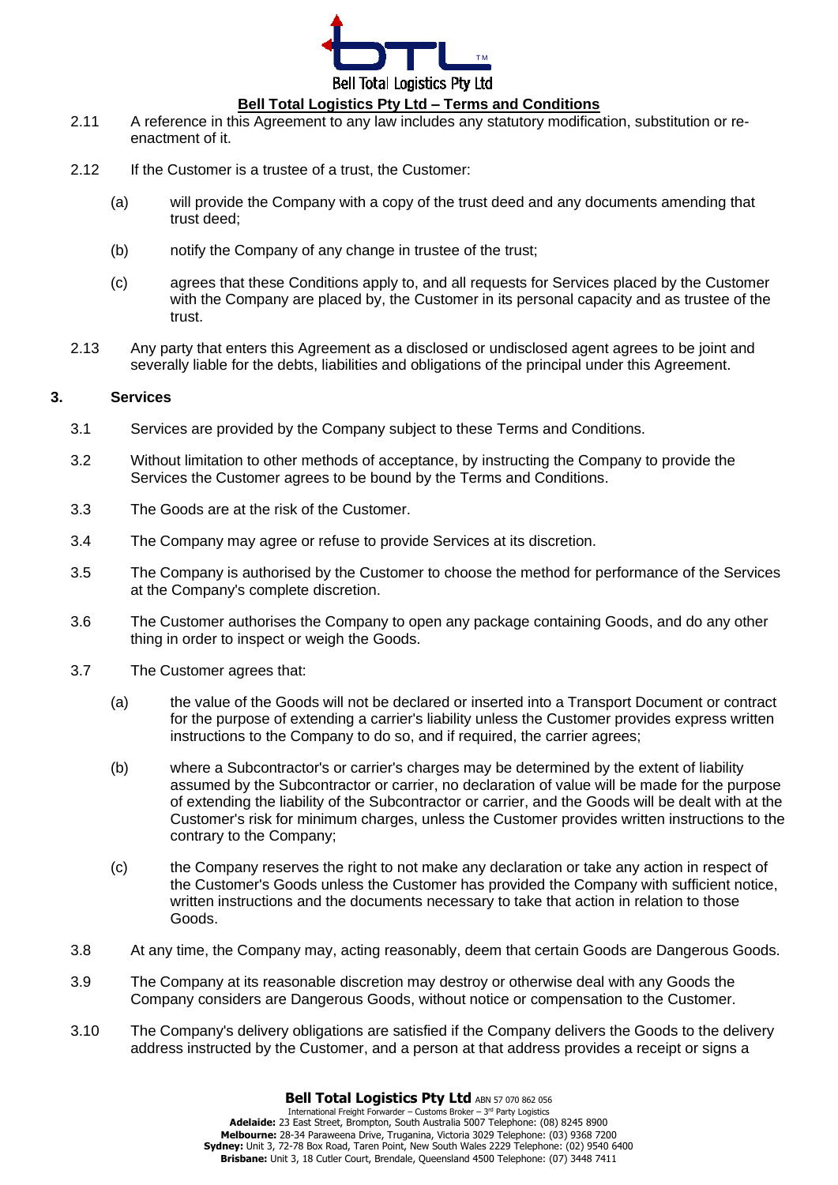2.11 A reference in this Agreement to any law includes any statutory modification, substitution or re-enactment of it.

2.12 If the Customer is a trustee of a trust, the Customer:

(a) will provide the Company with a copy of the trust deed and any documents amending that trust deed;

(b) notify the Company of any change in trustee of the trust;

(c) agrees that these Conditions apply to, and all requests for Services placed by the Customer with the Company are placed by, the Customer in its personal capacity and as trustee of the trust.

2.13 Any party that enters this Agreement as a disclosed or undisclosed agent agrees to be joint and severally liable for the debts, liabilities and obligations of the principal under this Agreement.

## 3. Services

3.1 Services are provided by the Company subject to these Terms and Conditions.

3.2 Without limitation to other methods of acceptance, by instructing the Company to provide the Services the Customer agrees to be bound by the Terms and Conditions.

3.3 The Goods are at the risk of the Customer.

3.4 The Company may agree or refuse to provide Services at its discretion.

3.5 The Company is authorised by the Customer to choose the method for performance of the Services at the Company's complete discretion.

3.6 The Customer authorises the Company to open any package containing Goods, and do any other thing in order to inspect or weigh the Goods.

3.7 The Customer agrees that:

(a) the value of the Goods will not be declared or inserted into a Transport Document or contract for the purpose of extending a carrier's liability unless the Customer provides express written instructions to the Company to do so, and if required, the carrier agrees;

(b) where a Subcontractor's or carrier's charges may be determined by the extent of liability assumed by the Subcontractor or carrier, no declaration of value will be made for the purpose of extending the liability of the Subcontractor or carrier, and the Goods will be dealt with at the Customer's risk for minimum charges, unless the Customer provides written instructions to the contrary to the Company;

(c) the Company reserves the right to not make any declaration or take any action in respect of the Customer's Goods unless the Customer has provided the Company with sufficient notice, written instructions and the documents necessary to take that action in relation to those Goods.

3.8 At any time, the Company may, acting reasonably, deem that certain Goods are Dangerous Goods.

3.9 The Company at its reasonable discretion may destroy or otherwise deal with any Goods the Company considers are Dangerous Goods, without notice or compensation to the Customer.

3.10 The Company's delivery obligations are satisfied if the Company delivers the Goods to the delivery address instructed by the Customer, and a person at that address provides a receipt or signs a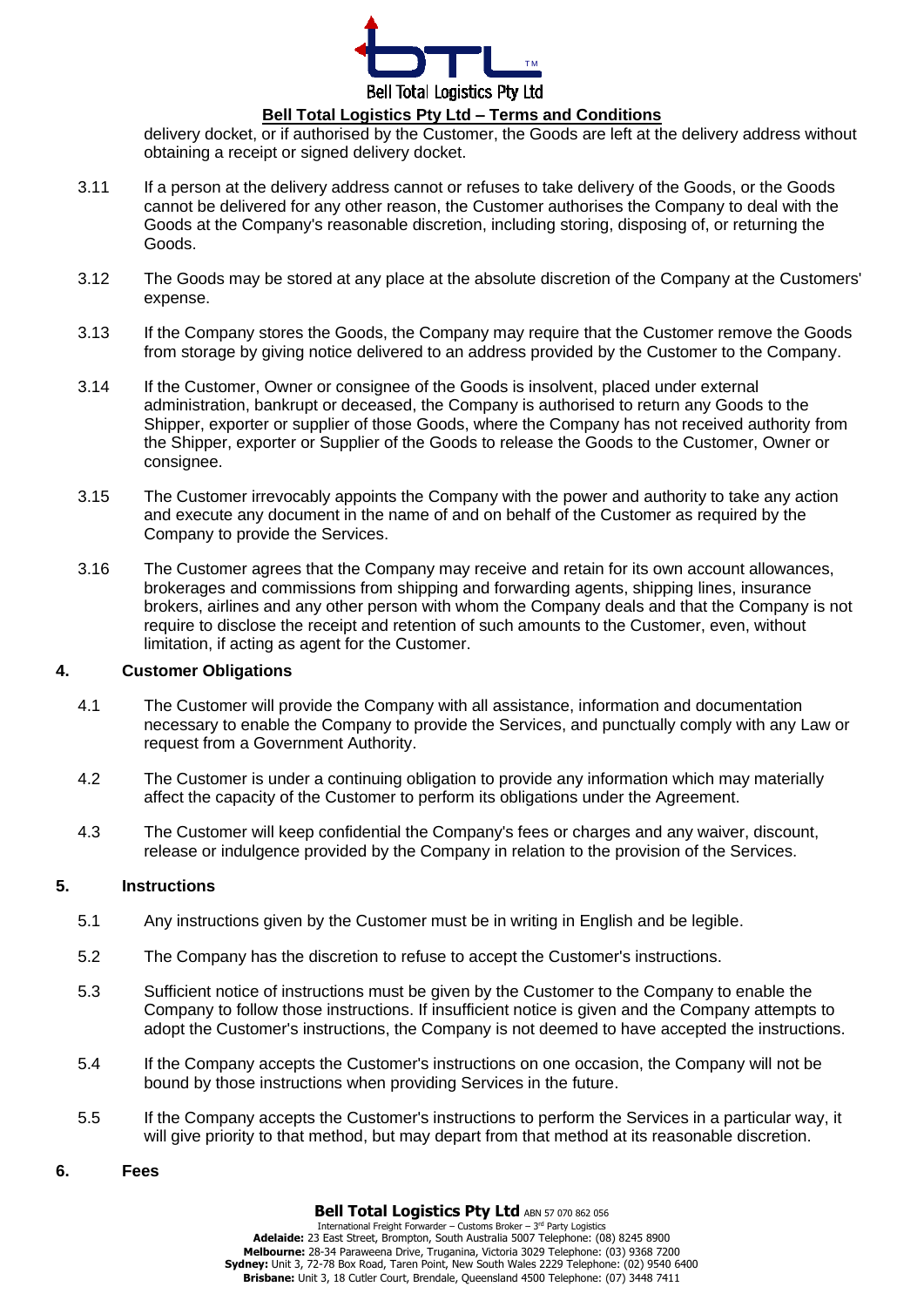delivery docket, or if authorised by the Customer, the Goods are left at the delivery address without obtaining a receipt or signed delivery docket.

3.11 If a person at the delivery address cannot or refuses to take delivery of the Goods, or the Goods cannot be delivered for any other reason, the Customer authorises the Company to deal with the Goods at the Company's reasonable discretion, including storing, disposing of, or returning the Goods.

3.12 The Goods may be stored at any place at the absolute discretion of the Company at the Customers' expense.

3.13 If the Company stores the Goods, the Company may require that the Customer remove the Goods from storage by giving notice delivered to an address provided by the Customer to the Company.

3.14 If the Customer, Owner or consignee of the Goods is insolvent, placed under external administration, bankrupt or deceased, the Company is authorised to return any Goods to the Shipper, exporter or supplier of those Goods, where the Company has not received authority from the Shipper, exporter or Supplier of the Goods to release the Goods to the Customer, Owner or consignee.

3.15 The Customer irrevocably appoints the Company with the power and authority to take any action and execute any document in the name of and on behalf of the Customer as required by the Company to provide the Services.

3.16 The Customer agrees that the Company may receive and retain for its own account allowances, brokerages and commissions from shipping and forwarding agents, shipping lines, insurance brokers, airlines and any other person with whom the Company deals and that the Company is not require to disclose the receipt and retention of such amounts to the Customer, even, without limitation, if acting as agent for the Customer.

## 4. Customer Obligations

4.1 The Customer will provide the Company with all assistance, information and documentation necessary to enable the Company to provide the Services, and punctually comply with any Law or request from a Government Authority.

4.2 The Customer is under a continuing obligation to provide any information which may materially affect the capacity of the Customer to perform its obligations under the Agreement.

4.3 The Customer will keep confidential the Company's fees or charges and any waiver, discount, release or indulgence provided by the Company in relation to the provision of the Services.

## 5. Instructions

5.1 Any instructions given by the Customer must be in writing in English and be legible.

5.2 The Company has the discretion to refuse to accept the Customer's instructions.

5.3 Sufficient notice of instructions must be given by the Customer to the Company to enable the Company to follow those instructions. If insufficient notice is given and the Company attempts to adopt the Customer's instructions, the Company is not deemed to have accepted the instructions.

5.4 If the Company accepts the Customer's instructions on one occasion, the Company will not be bound by those instructions when providing Services in the future.

5.5 If the Company accepts the Customer's instructions to perform the Services in a particular way, it will give priority to that method, but may depart from that method at its reasonable discretion.

## 6. Fees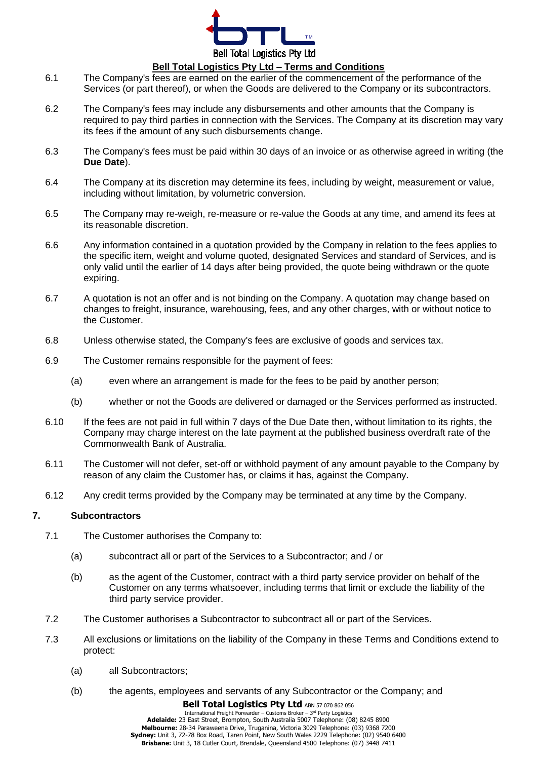6.1 The Company's fees are earned on the earlier of the commencement of the performance of the Services (or part thereof), or when the Goods are delivered to the Company or its subcontractors.

6.2 The Company's fees may include any disbursements and other amounts that the Company is required to pay third parties in connection with the Services. The Company at its discretion may vary its fees if the amount of any such disbursements change.

6.3 The Company's fees must be paid within 30 days of an invoice or as otherwise agreed in writing (the **Due Date**).

6.4 The Company at its discretion may determine its fees, including by weight, measurement or value, including without limitation, by volumetric conversion.

6.5 The Company may re-weigh, re-measure or re-value the Goods at any time, and amend its fees at its reasonable discretion.

6.6 Any information contained in a quotation provided by the Company in relation to the fees applies to the specific item, weight and volume quoted, designated Services and standard of Services, and is only valid until the earlier of 14 days after being provided, the quote being withdrawn or the quote expiring.

6.7 A quotation is not an offer and is not binding on the Company. A quotation may change based on changes to freight, insurance, warehousing, fees, and any other charges, with or without notice to the Customer.

6.8 Unless otherwise stated, the Company's fees are exclusive of goods and services tax.

6.9 The Customer remains responsible for the payment of fees:

(a) even where an arrangement is made for the fees to be paid by another person;

(b) whether or not the Goods are delivered or damaged or the Services performed as instructed.

6.10 If the fees are not paid in full within 7 days of the Due Date then, without limitation to its rights, the Company may charge interest on the late payment at the published business overdraft rate of the Commonwealth Bank of Australia.

6.11 The Customer will not defer, set-off or withhold payment of any amount payable to the Company by reason of any claim the Customer has, or claims it has, against the Company.

6.12 Any credit terms provided by the Company may be terminated at any time by the Company.

## 7. Subcontractors

7.1 The Customer authorises the Company to:

(a) subcontract all or part of the Services to a Subcontractor; and / or

(b) as the agent of the Customer, contract with a third party service provider on behalf of the Customer on any terms whatsoever, including terms that limit or exclude the liability of the third party service provider.

7.2 The Customer authorises a Subcontractor to subcontract all or part of the Services.

7.3 All exclusions or limitations on the liability of the Company in these Terms and Conditions extend to protect:

(a) all Subcontractors;

(b) the agents, employees and servants of any Subcontractor or the Company; and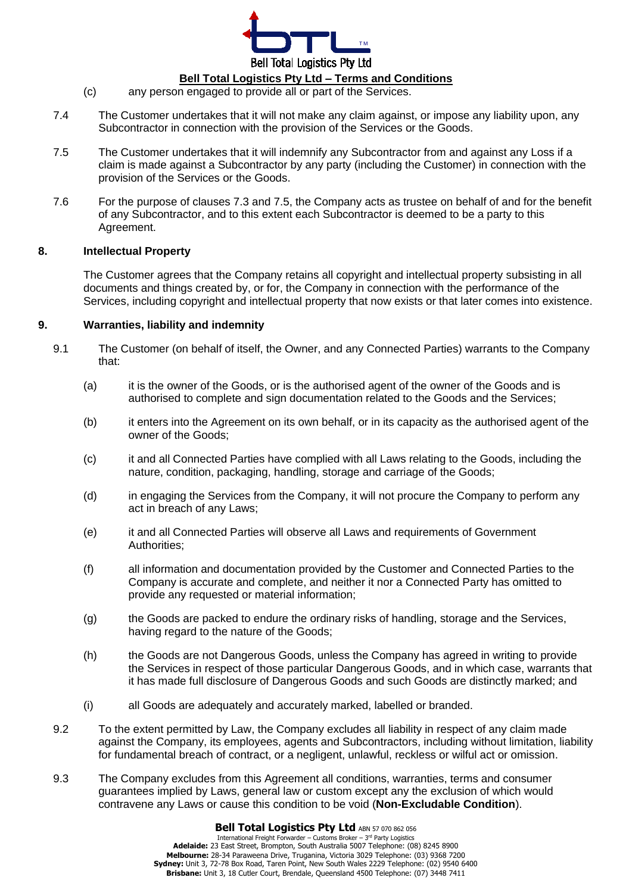(c) any person engaged to provide all or part of the Services.

7.4 The Customer undertakes that it will not make any claim against, or impose any liability upon, any Subcontractor in connection with the provision of the Services or the Goods.

7.5 The Customer undertakes that it will indemnify any Subcontractor from and against any Loss if a claim is made against a Subcontractor by any party (including the Customer) in connection with the provision of the Services or the Goods.

7.6 For the purpose of clauses 7.3 and 7.5, the Company acts as trustee on behalf of and for the benefit of any Subcontractor, and to this extent each Subcontractor is deemed to be a party to this Agreement.

## 8. Intellectual Property

The Customer agrees that the Company retains all copyright and intellectual property subsisting in all documents and things created by, or for, the Company in connection with the performance of the Services, including copyright and intellectual property that now exists or that later comes into existence.

## 9. Warranties, liability and indemnity

9.1 The Customer (on behalf of itself, the Owner, and any Connected Parties) warrants to the Company that:

(a) it is the owner of the Goods, or is the authorised agent of the owner of the Goods and is authorised to complete and sign documentation related to the Goods and the Services;

(b) it enters into the Agreement on its own behalf, or in its capacity as the authorised agent of the owner of the Goods;

(c) it and all Connected Parties have complied with all Laws relating to the Goods, including the nature, condition, packaging, handling, storage and carriage of the Goods;

(d) in engaging the Services from the Company, it will not procure the Company to perform any act in breach of any Laws;

(e) it and all Connected Parties will observe all Laws and requirements of Government Authorities;

(f) all information and documentation provided by the Customer and Connected Parties to the Company is accurate and complete, and neither it nor a Connected Party has omitted to provide any requested or material information;

(g) the Goods are packed to endure the ordinary risks of handling, storage and the Services, having regard to the nature of the Goods;

(h) the Goods are not Dangerous Goods, unless the Company has agreed in writing to provide the Services in respect of those particular Dangerous Goods, and in which case, warrants that it has made full disclosure of Dangerous Goods and such Goods are distinctly marked; and

(i) all Goods are adequately and accurately marked, labelled or branded.

9.2 To the extent permitted by Law, the Company excludes all liability in respect of any claim made against the Company, its employees, agents and Subcontractors, including without limitation, liability for fundamental breach of contract, or a negligent, unlawful, reckless or wilful act or omission.

9.3 The Company excludes from this Agreement all conditions, warranties, terms and consumer guarantees implied by Laws, general law or custom except any the exclusion of which would contravene any Laws or cause this condition to be void (**Non-Excludable Condition**).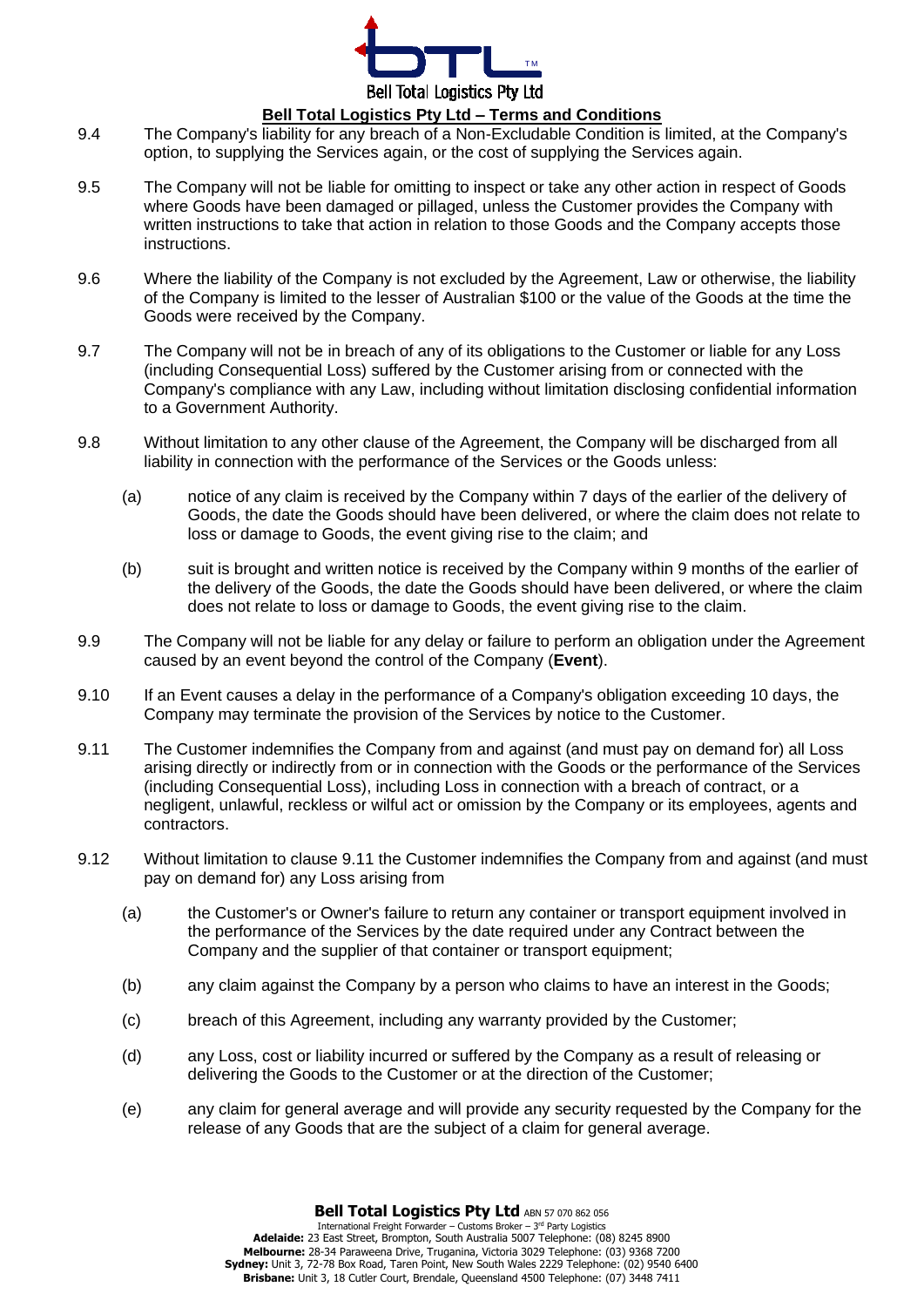9.4 The Company's liability for any breach of a Non-Excludable Condition is limited, at the Company's option, to supplying the Services again, or the cost of supplying the Services again.

9.5 The Company will not be liable for omitting to inspect or take any other action in respect of Goods where Goods have been damaged or pillaged, unless the Customer provides the Company with written instructions to take that action in relation to those Goods and the Company accepts those instructions.

9.6 Where the liability of the Company is not excluded by the Agreement, Law or otherwise, the liability of the Company is limited to the lesser of Australian $100 or the value of the Goods at the time the Goods were received by the Company.

9.7 The Company will not be in breach of any of its obligations to the Customer or liable for any Loss (including Consequential Loss) suffered by the Customer arising from or connected with the Company's compliance with any Law, including without limitation disclosing confidential information to a Government Authority.

9.8 Without limitation to any other clause of the Agreement, the Company will be discharged from all liability in connection with the performance of the Services or the Goods unless:

(a) notice of any claim is received by the Company within 7 days of the earlier of the delivery of Goods, the date the Goods should have been delivered, or where the claim does not relate to loss or damage to Goods, the event giving rise to the claim; and

(b) suit is brought and written notice is received by the Company within 9 months of the earlier of the delivery of the Goods, the date the Goods should have been delivered, or where the claim does not relate to loss or damage to Goods, the event giving rise to the claim.

9.9 The Company will not be liable for any delay or failure to perform an obligation under the Agreement caused by an event beyond the control of the Company (**Event**).

9.10 If an Event causes a delay in the performance of a Company's obligation exceeding 10 days, the Company may terminate the provision of the Services by notice to the Customer.

9.11 The Customer indemnifies the Company from and against (and must pay on demand for) all Loss arising directly or indirectly from or in connection with the Goods or the performance of the Services (including Consequential Loss), including Loss in connection with a breach of contract, or a negligent, unlawful, reckless or wilful act or omission by the Company or its employees, agents and contractors.

9.12 Without limitation to clause 9.11 the Customer indemnifies the Company from and against (and must pay on demand for) any Loss arising from

(a) the Customer's or Owner's failure to return any container or transport equipment involved in the performance of the Services by the date required under any Contract between the Company and the supplier of that container or transport equipment;

(b) any claim against the Company by a person who claims to have an interest in the Goods;

(c) breach of this Agreement, including any warranty provided by the Customer;

(d) any Loss, cost or liability incurred or suffered by the Company as a result of releasing or delivering the Goods to the Customer or at the direction of the Customer;

(e) any claim for general average and will provide any security requested by the Company for the release of any Goods that are the subject of a claim for general average.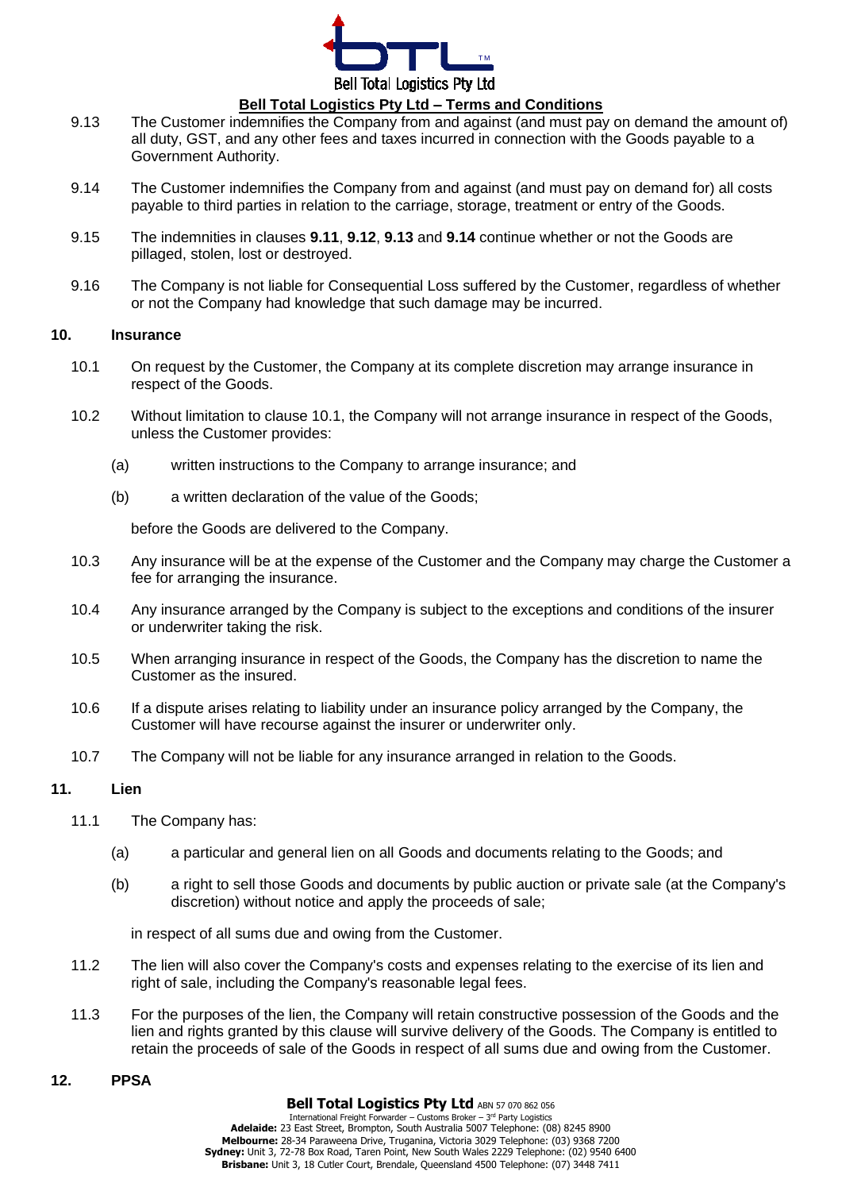9.13 The Customer indemnifies the Company from and against (and must pay on demand the amount of) all duty, GST, and any other fees and taxes incurred in connection with the Goods payable to a Government Authority.

9.14 The Customer indemnifies the Company from and against (and must pay on demand for) all costs payable to third parties in relation to the carriage, storage, treatment or entry of the Goods.

9.15 The indemnities in clauses **9.11**, **9.12**, **9.13** and **9.14** continue whether or not the Goods are pillaged, stolen, lost or destroyed.

9.16 The Company is not liable for Consequential Loss suffered by the Customer, regardless of whether or not the Company had knowledge that such damage may be incurred.

## 10. Insurance

10.1 On request by the Customer, the Company at its complete discretion may arrange insurance in respect of the Goods.

10.2 Without limitation to clause 10.1, the Company will not arrange insurance in respect of the Goods, unless the Customer provides:

(a) written instructions to the Company to arrange insurance; and

(b) a written declaration of the value of the Goods;

before the Goods are delivered to the Company.

10.3 Any insurance will be at the expense of the Customer and the Company may charge the Customer a fee for arranging the insurance.

10.4 Any insurance arranged by the Company is subject to the exceptions and conditions of the insurer or underwriter taking the risk.

10.5 When arranging insurance in respect of the Goods, the Company has the discretion to name the Customer as the insured.

10.6 If a dispute arises relating to liability under an insurance policy arranged by the Company, the Customer will have recourse against the insurer or underwriter only.

10.7 The Company will not be liable for any insurance arranged in relation to the Goods.

## 11. Lien

11.1 The Company has:

(a) a particular and general lien on all Goods and documents relating to the Goods; and

(b) a right to sell those Goods and documents by public auction or private sale (at the Company's discretion) without notice and apply the proceeds of sale;

in respect of all sums due and owing from the Customer.

11.2 The lien will also cover the Company's costs and expenses relating to the exercise of its lien and right of sale, including the Company's reasonable legal fees.

11.3 For the purposes of the lien, the Company will retain constructive possession of the Goods and the lien and rights granted by this clause will survive delivery of the Goods. The Company is entitled to retain the proceeds of sale of the Goods in respect of all sums due and owing from the Customer.

## 12. PPSA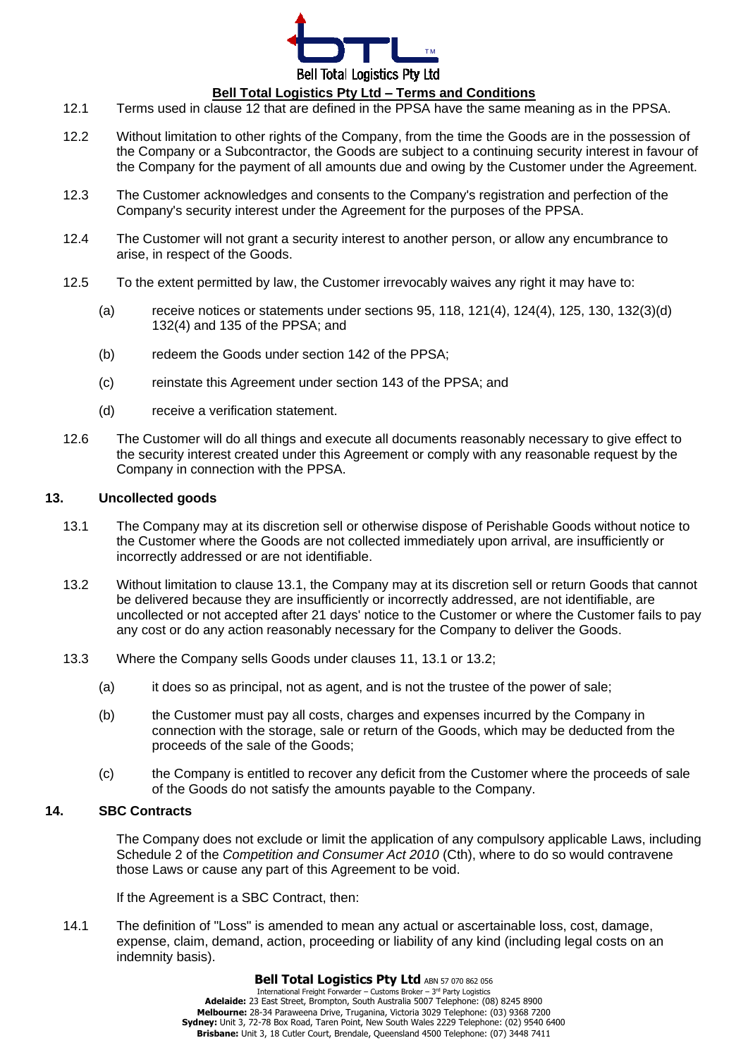12.1 Terms used in clause 12 that are defined in the PPSA have the same meaning as in the PPSA.

12.2 Without limitation to other rights of the Company, from the time the Goods are in the possession of the Company or a Subcontractor, the Goods are subject to a continuing security interest in favour of the Company for the payment of all amounts due and owing by the Customer under the Agreement.

12.3 The Customer acknowledges and consents to the Company's registration and perfection of the Company's security interest under the Agreement for the purposes of the PPSA.

12.4 The Customer will not grant a security interest to another person, or allow any encumbrance to arise, in respect of the Goods.

12.5 To the extent permitted by law, the Customer irrevocably waives any right it may have to:

(a) receive notices or statements under sections 95, 118, 121(4), 124(4), 125, 130, 132(3)(d) 132(4) and 135 of the PPSA; and

(b) redeem the Goods under section 142 of the PPSA;

(c) reinstate this Agreement under section 143 of the PPSA; and

(d) receive a verification statement.

12.6 The Customer will do all things and execute all documents reasonably necessary to give effect to the security interest created under this Agreement or comply with any reasonable request by the Company in connection with the PPSA.

## 13. Uncollected goods

13.1 The Company may at its discretion sell or otherwise dispose of Perishable Goods without notice to the Customer where the Goods are not collected immediately upon arrival, are insufficiently or incorrectly addressed or are not identifiable.

13.2 Without limitation to clause 13.1, the Company may at its discretion sell or return Goods that cannot be delivered because they are insufficiently or incorrectly addressed, are not identifiable, are uncollected or not accepted after 21 days' notice to the Customer or where the Customer fails to pay any cost or do any action reasonably necessary for the Company to deliver the Goods.

13.3 Where the Company sells Goods under clauses 11, 13.1 or 13.2;

(a) it does so as principal, not as agent, and is not the trustee of the power of sale;

(b) the Customer must pay all costs, charges and expenses incurred by the Company in connection with the storage, sale or return of the Goods, which may be deducted from the proceeds of the sale of the Goods;

(c) the Company is entitled to recover any deficit from the Customer where the proceeds of sale of the Goods do not satisfy the amounts payable to the Company.

## 14. SBC Contracts

The Company does not exclude or limit the application of any compulsory applicable Laws, including Schedule 2 of the *Competition and Consumer Act 2010* (Cth), where to do so would contravene those Laws or cause any part of this Agreement to be void.

If the Agreement is a SBC Contract, then:

14.1 The definition of "Loss" is amended to mean any actual or ascertainable loss, cost, damage, expense, claim, demand, action, proceeding or liability of any kind (including legal costs on an indemnity basis).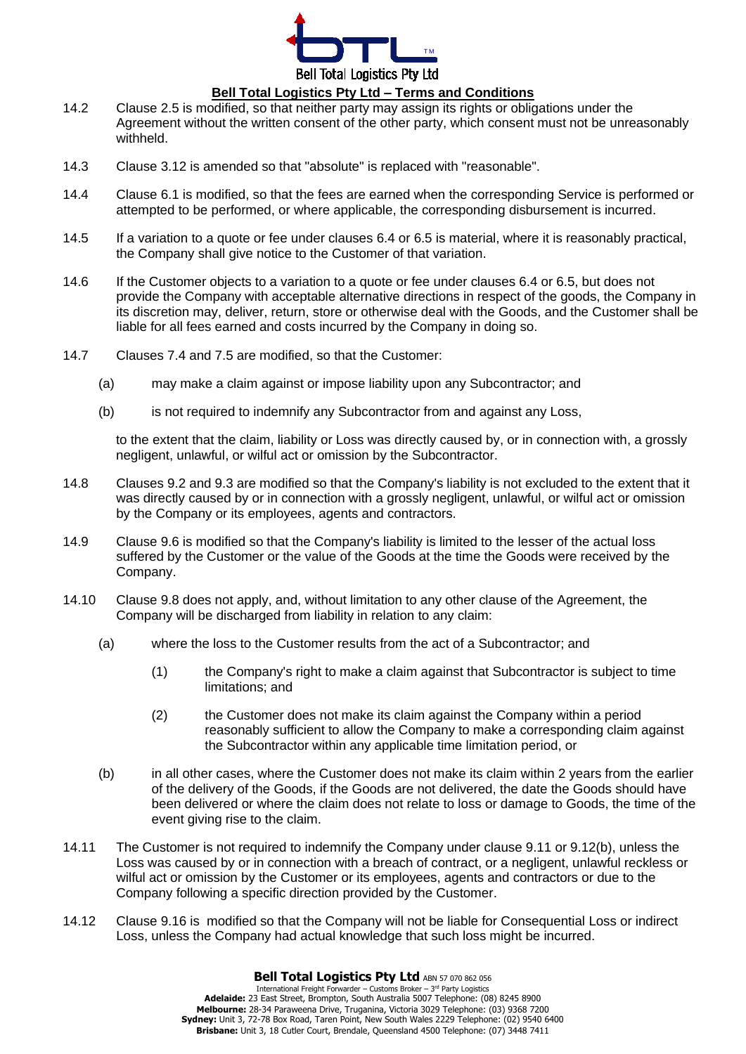14.2 Clause 2.5 is modified, so that neither party may assign its rights or obligations under the Agreement without the written consent of the other party, which consent must not be unreasonably withheld.

14.3 Clause 3.12 is amended so that "absolute" is replaced with "reasonable".

14.4 Clause 6.1 is modified, so that the fees are earned when the corresponding Service is performed or attempted to be performed, or where applicable, the corresponding disbursement is incurred.

14.5 If a variation to a quote or fee under clauses 6.4 or 6.5 is material, where it is reasonably practical, the Company shall give notice to the Customer of that variation.

14.6 If the Customer objects to a variation to a quote or fee under clauses 6.4 or 6.5, but does not provide the Company with acceptable alternative directions in respect of the goods, the Company in its discretion may, deliver, return, store or otherwise deal with the Goods, and the Customer shall be liable for all fees earned and costs incurred by the Company in doing so.

14.7 Clauses 7.4 and 7.5 are modified, so that the Customer:

(a) may make a claim against or impose liability upon any Subcontractor; and

(b) is not required to indemnify any Subcontractor from and against any Loss,

to the extent that the claim, liability or Loss was directly caused by, or in connection with, a grossly negligent, unlawful, or wilful act or omission by the Subcontractor.

14.8 Clauses 9.2 and 9.3 are modified so that the Company's liability is not excluded to the extent that it was directly caused by or in connection with a grossly negligent, unlawful, or wilful act or omission by the Company or its employees, agents and contractors.

14.9 Clause 9.6 is modified so that the Company's liability is limited to the lesser of the actual loss suffered by the Customer or the value of the Goods at the time the Goods were received by the Company.

14.10 Clause 9.8 does not apply, and, without limitation to any other clause of the Agreement, the Company will be discharged from liability in relation to any claim:

(a) where the loss to the Customer results from the act of a Subcontractor; and

(1) the Company's right to make a claim against that Subcontractor is subject to time limitations; and

(2) the Customer does not make its claim against the Company within a period reasonably sufficient to allow the Company to make a corresponding claim against the Subcontractor within any applicable time limitation period, or

(b) in all other cases, where the Customer does not make its claim within 2 years from the earlier of the delivery of the Goods, if the Goods are not delivered, the date the Goods should have been delivered or where the claim does not relate to loss or damage to Goods, the time of the event giving rise to the claim.

14.11 The Customer is not required to indemnify the Company under clause 9.11 or 9.12(b), unless the Loss was caused by or in connection with a breach of contract, or a negligent, unlawful reckless or wilful act or omission by the Customer or its employees, agents and contractors or due to the Company following a specific direction provided by the Customer.

14.12 Clause 9.16 is modified so that the Company will not be liable for Consequential Loss or indirect Loss, unless the Company had actual knowledge that such loss might be incurred.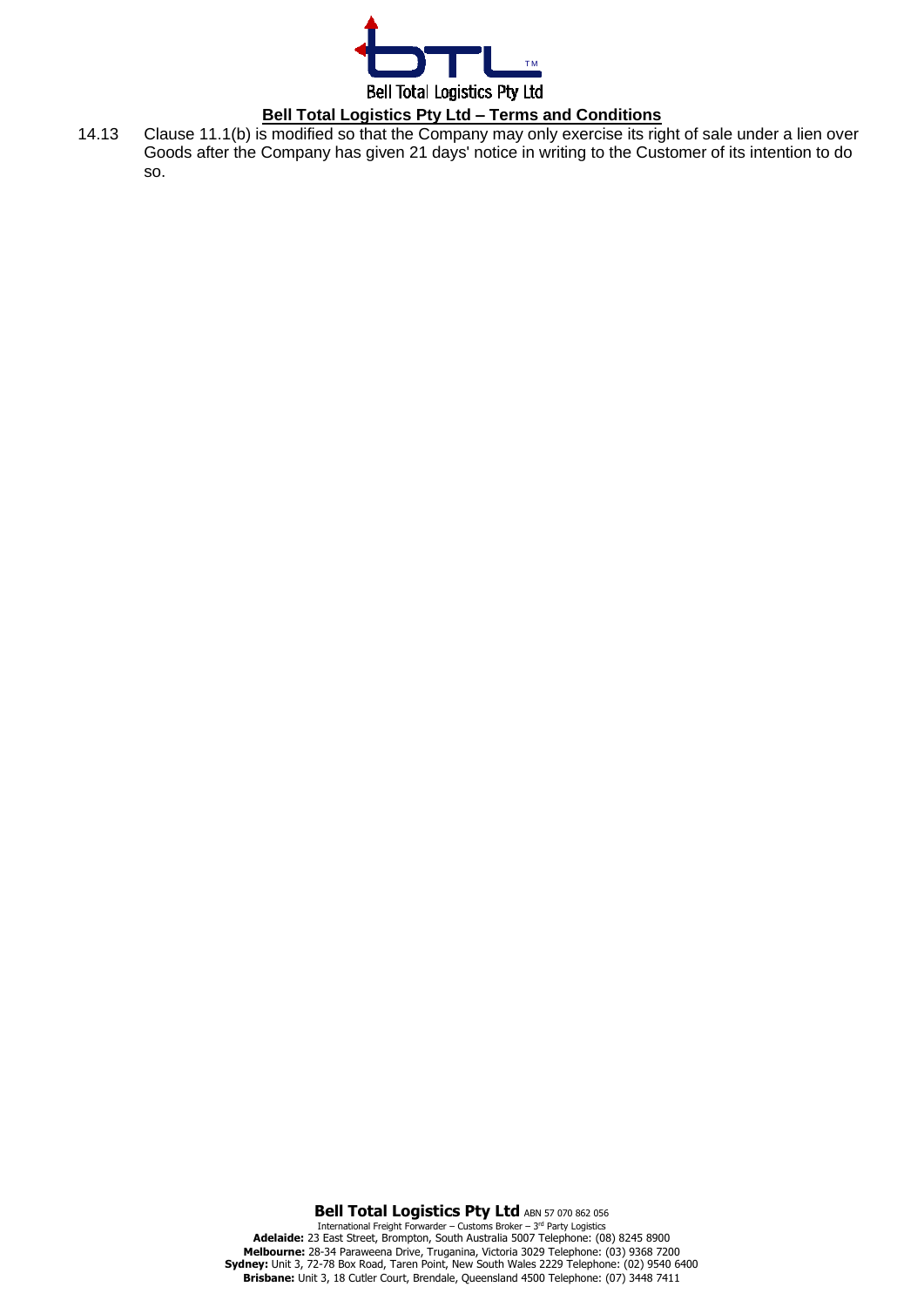14.13 Clause 11.1(b) is modified so that the Company may only exercise its right of sale under a lien over Goods after the Company has given 21 days' notice in writing to the Customer of its intention to do so.